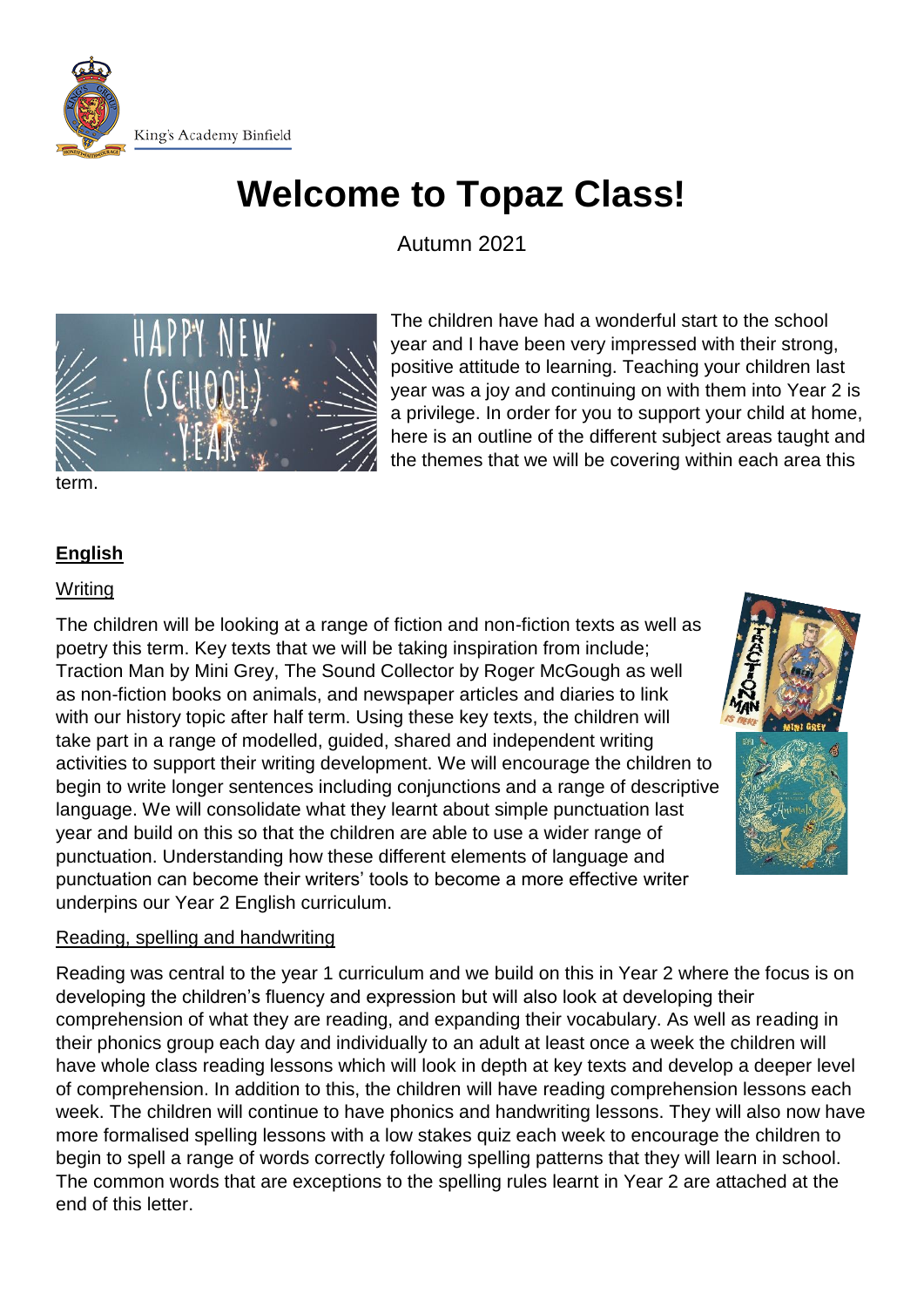King's Academy Binfield

# Welcome to Topaz Class!

Autumn 2021

The children have had a wonderful start to the school year and I have been very impressed with their strong, positive attitude to learning. Teaching your children last year was a joy and continuing on with them into Year 2 is a privilege. In order for you to support your child at home, here is an outline of the different subject areas taught and the themes that we will be covering within each area this term.

## English

### Writing

The children will be looking at a range of fiction and non-fiction texts as well as poetry this term. Key texts that we will be taking inspiration from include; Traction Man by Mini Grey, The Sound Collector by Roger McGough as well as non-fiction books on animals, and newspaper articles and diaries to link with our history topic after half term. Using these key texts, the children will take part in a range of modelled, guided, shared and independent writing activities to support their writing development. We will encourage the children to begin to write longer sentences including conjunctions and a range of descriptive language. We will consolidate what they learnt about simple punctuation last year and build on this so that the children are able to use a wider range of punctuation. Understanding how these different elements of language and punctuation can become their writers' tools to become a more effective writer underpins our Year 2 English curriculum.

### Reading, spelling and handwriting

Reading was central to the year 1 curriculum and we build on this in Year 2 where the focus is on developing the children's fluency and expression but will also look at developing their comprehension of what they are reading, and expanding their vocabulary. As well as reading in their phonics group each day and individually to an adult at least once a week the children will have whole class reading lessons which will look in depth at key texts and develop a deeper level of comprehension. In addition to this, the children will have reading comprehension lessons each week. The children will continue to have phonics and handwriting lessons. They will also now have more formalised spelling lessons with a low stakes quiz each week to encourage the children to begin to spell a range of words correctly following spelling patterns that they will learn in school. The common words that are exceptions to the spelling rules learnt in Year 2 are attached at the end of this letter.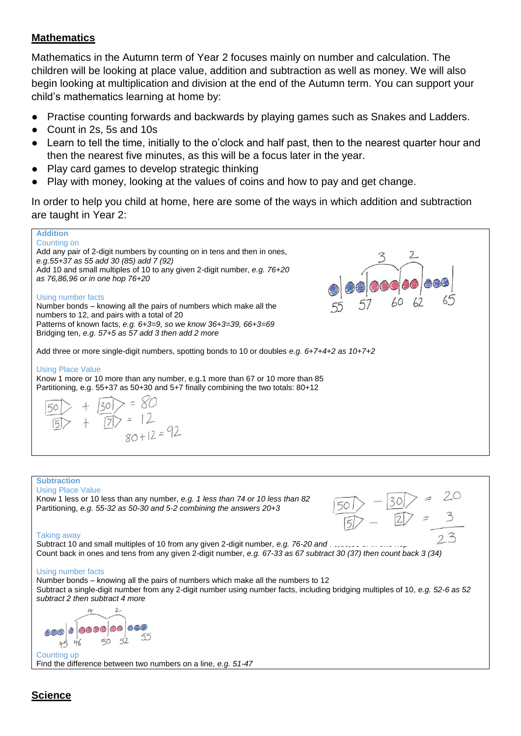## **Mathematics**

Mathematics in the Autumn term of Year 2 focuses mainly on number and calculation. The children will be looking at place value, addition and subtraction as well as money. We will also begin looking at multiplication and division at the end of the Autumn term. You can support your child's mathematics learning at home by:

- Practise counting forwards and backwards by playing games such as Snakes and Ladders.
- Count in 2s, 5s and 10s
- Learn to tell the time, initially to the o'clock and half past, then to the nearest quarter hour and then the nearest five minutes, as this will be a focus later in the year.
- Play card games to develop strategic thinking
- Play with money, looking at the values of coins and how to pay and get change.

In order to help you child at home, here are some of the ways in which addition and subtraction are taught in Year 2:

**Addition**

Counting on

Add any pair of 2-digit numbers by counting on in tens and then in ones, *e.g.55+37 as 55 add 30 (85) add 7 (92)*
Add 10 and small multiples of 10 to any given 2-digit number, *e.g. 76+20 as 76,86,96 or in one hop 76+20*

Using number facts

Number bonds – knowing all the pairs of numbers which make all the numbers to 12, and pairs with a total of 20
Patterns of known facts, *e.g. 6+3=9, so we know 36+3=39, 66+3=69*
Bridging ten, *e.g. 57+5 as 57 add 3 then add 2 more*

Add three or more single-digit numbers, spotting bonds to 10 or doubles *e.g. 6+7+4+2 as 10+7+2*

Using Place Value

Know 1 more or 10 more than any number, e.g.1 more than 67 or 10 more than 85
Partitioning, e.g. 55+37 as 50+30 and 5+7 finally combining the two totals: 80+12

50 + 30 = 80
5 + 7 = 12
80 + 12 = 92

**Subtraction**

Using Place Value

Know 1 less or 10 less than any number, *e.g. 1 less than 74 or 10 less than 82*
Partitioning, *e.g. 55-32 as 50-30 and 5-2 combining the answers 20+3*

50 − 30 = 20
5 − 2 = 3
23

Taking away

Subtract 10 and small multiples of 10 from any given 2-digit number, *e.g. 76-20 and ...*
Count back in ones and tens from any given 2-digit number, *e.g. 67-33 as 67 subtract 30 (37) then count back 3 (34)*

Using number facts

Number bonds – knowing all the pairs of numbers which make all the numbers to 12
Subtract a single-digit number from any 2-digit number using number facts, including bridging multiples of 10, *e.g. 52-6 as 52 subtract 2 then subtract 4 more*

Counting up

Find the difference between two numbers on a line, *e.g. 51-47*

## **Science**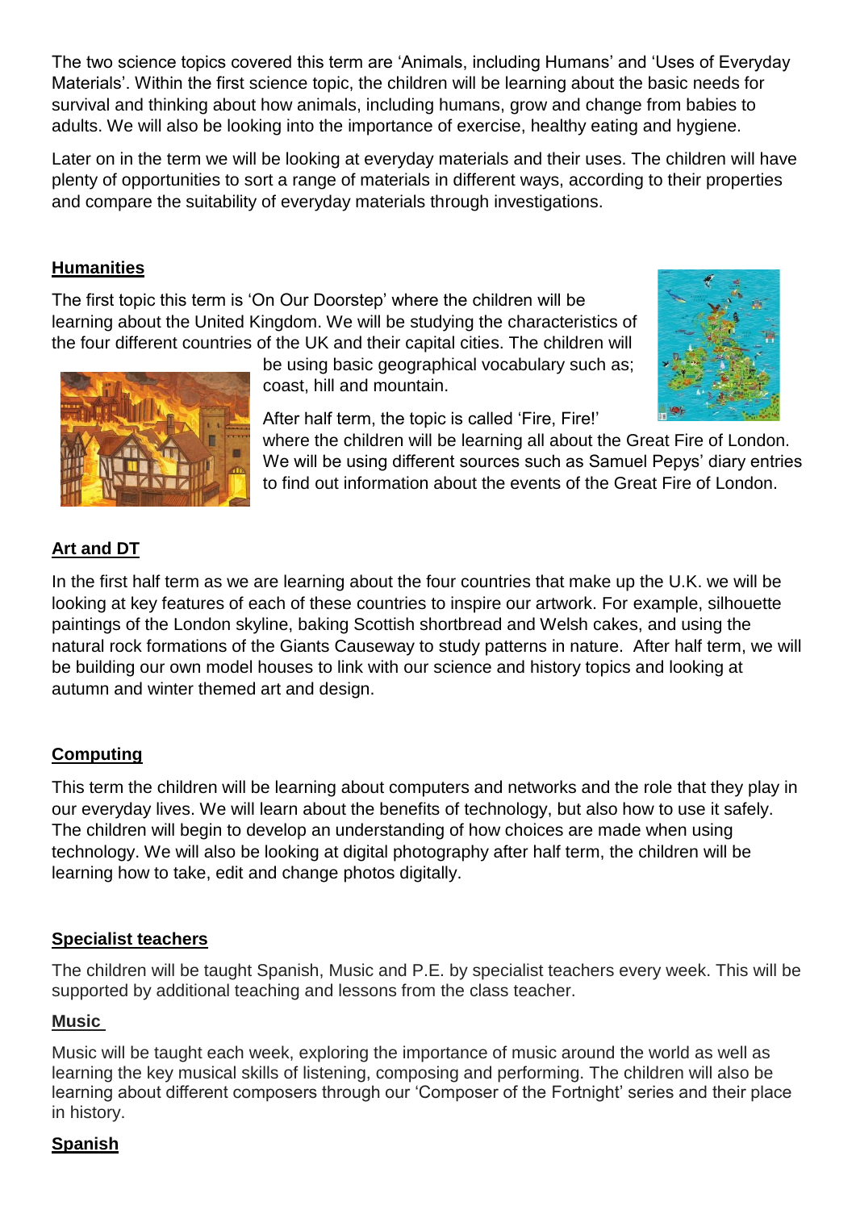The two science topics covered this term are 'Animals, including Humans' and 'Uses of Everyday Materials'. Within the first science topic, the children will be learning about the basic needs for survival and thinking about how animals, including humans, grow and change from babies to adults. We will also be looking into the importance of exercise, healthy eating and hygiene.

Later on in the term we will be looking at everyday materials and their uses. The children will have plenty of opportunities to sort a range of materials in different ways, according to their properties and compare the suitability of everyday materials through investigations.

## Humanities

The first topic this term is 'On Our Doorstep' where the children will be learning about the United Kingdom. We will be studying the characteristics of the four different countries of the UK and their capital cities. The children will be using basic geographical vocabulary such as; coast, hill and mountain.

After half term, the topic is called 'Fire, Fire!' where the children will be learning all about the Great Fire of London. We will be using different sources such as Samuel Pepys' diary entries to find out information about the events of the Great Fire of London.

## Art and DT

In the first half term as we are learning about the four countries that make up the U.K. we will be looking at key features of each of these countries to inspire our artwork. For example, silhouette paintings of the London skyline, baking Scottish shortbread and Welsh cakes, and using the natural rock formations of the Giants Causeway to study patterns in nature. After half term, we will be building our own model houses to link with our science and history topics and looking at autumn and winter themed art and design.

## Computing

This term the children will be learning about computers and networks and the role that they play in our everyday lives. We will learn about the benefits of technology, but also how to use it safely. The children will begin to develop an understanding of how choices are made when using technology. We will also be looking at digital photography after half term, the children will be learning how to take, edit and change photos digitally.

## Specialist teachers

The children will be taught Spanish, Music and P.E. by specialist teachers every week. This will be supported by additional teaching and lessons from the class teacher.

### Music

Music will be taught each week, exploring the importance of music around the world as well as learning the key musical skills of listening, composing and performing. The children will also be learning about different composers through our 'Composer of the Fortnight' series and their place in history.

### Spanish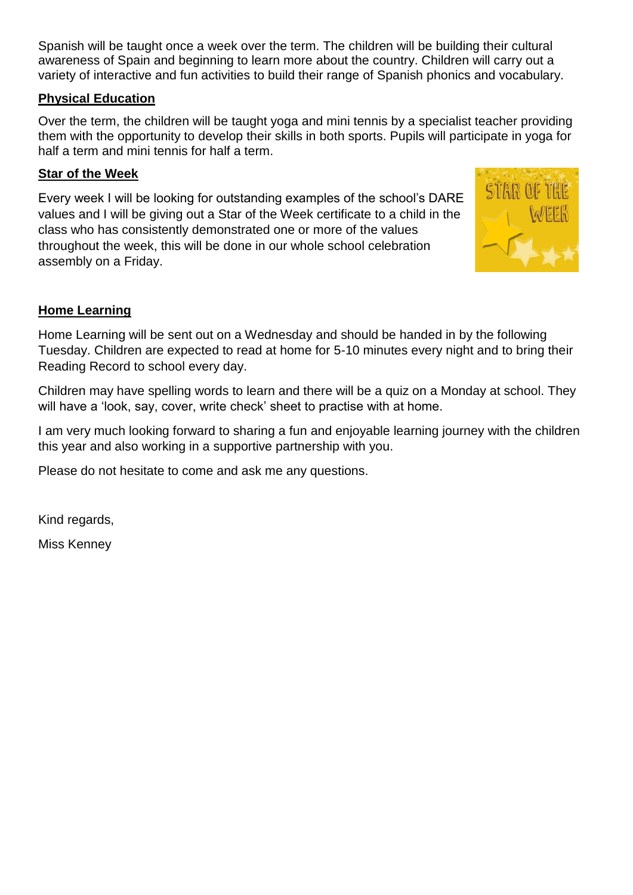Spanish will be taught once a week over the term. The children will be building their cultural awareness of Spain and beginning to learn more about the country. Children will carry out a variety of interactive and fun activities to build their range of Spanish phonics and vocabulary.

**Physical Education**

Over the term, the children will be taught yoga and mini tennis by a specialist teacher providing them with the opportunity to develop their skills in both sports. Pupils will participate in yoga for half a term and mini tennis for half a term.

**Star of the Week**

Every week I will be looking for outstanding examples of the school's DARE values and I will be giving out a Star of the Week certificate to a child in the class who has consistently demonstrated one or more of the values throughout the week, this will be done in our whole school celebration assembly on a Friday.

**Home Learning**

Home Learning will be sent out on a Wednesday and should be handed in by the following Tuesday. Children are expected to read at home for 5-10 minutes every night and to bring their Reading Record to school every day.

Children may have spelling words to learn and there will be a quiz on a Monday at school. They will have a 'look, say, cover, write check' sheet to practise with at home.

I am very much looking forward to sharing a fun and enjoyable learning journey with the children this year and also working in a supportive partnership with you.

Please do not hesitate to come and ask me any questions.

Kind regards,

Miss Kenney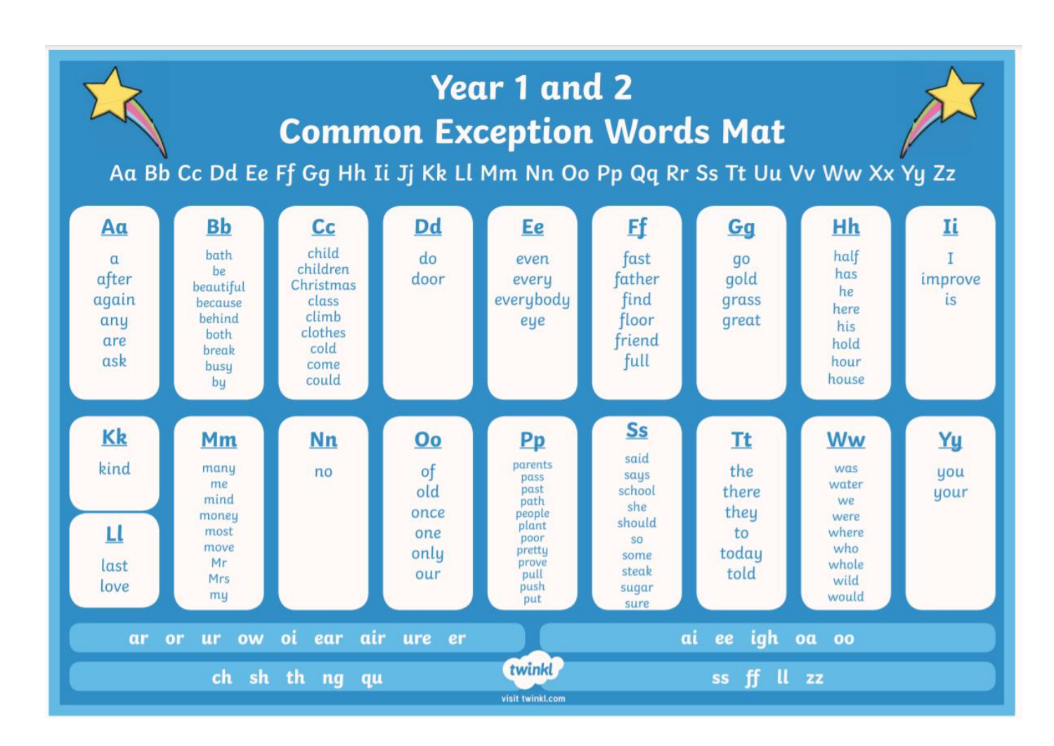# Year 1 and 2 Common Exception Words Mat

Aa Bb Cc Dd Ee Ff Gg Hh Ii Jj Kk Ll Mm Nn Oo Pp Qq Rr Ss Tt Uu Vv Ww Xx Yy Zz

## Aa
a
after
again
any
are
ask

## Bb
bath
be
beautiful
because
behind
both
break
busy
by

## Cc
child
children
Christmas
class
climb
clothes
cold
come
could

## Dd
do
door

## Ee
even
every
everybody
eye

## Ff
fast
father
find
floor
friend
full

## Gg
go
gold
grass
great

## Hh
half
has
he
here
his
hold
hour
house

## Ii
I
improve
is

## Kk
kind

## Ll
last
love

## Mm
many
me
mind
money
most
move
Mr
Mrs
my

## Nn
no

## Oo
of
old
once
one
only
our

## Pp
parents
pass
past
path
people
plant
poor
pretty
prove
pull
push
put

## Ss
said
says
school
she
should
so
some
steak
sugar
sure

## Tt
the
there
they
to
today
told

## Ww
was
water
we
were
where
who
whole
wild
would

## Yy
you
your

ar or ur ow oi ear air ure er

ai ee igh oa oo

ch sh th ng qu

ss ff ll zz

twinkl
visit twinkl.com